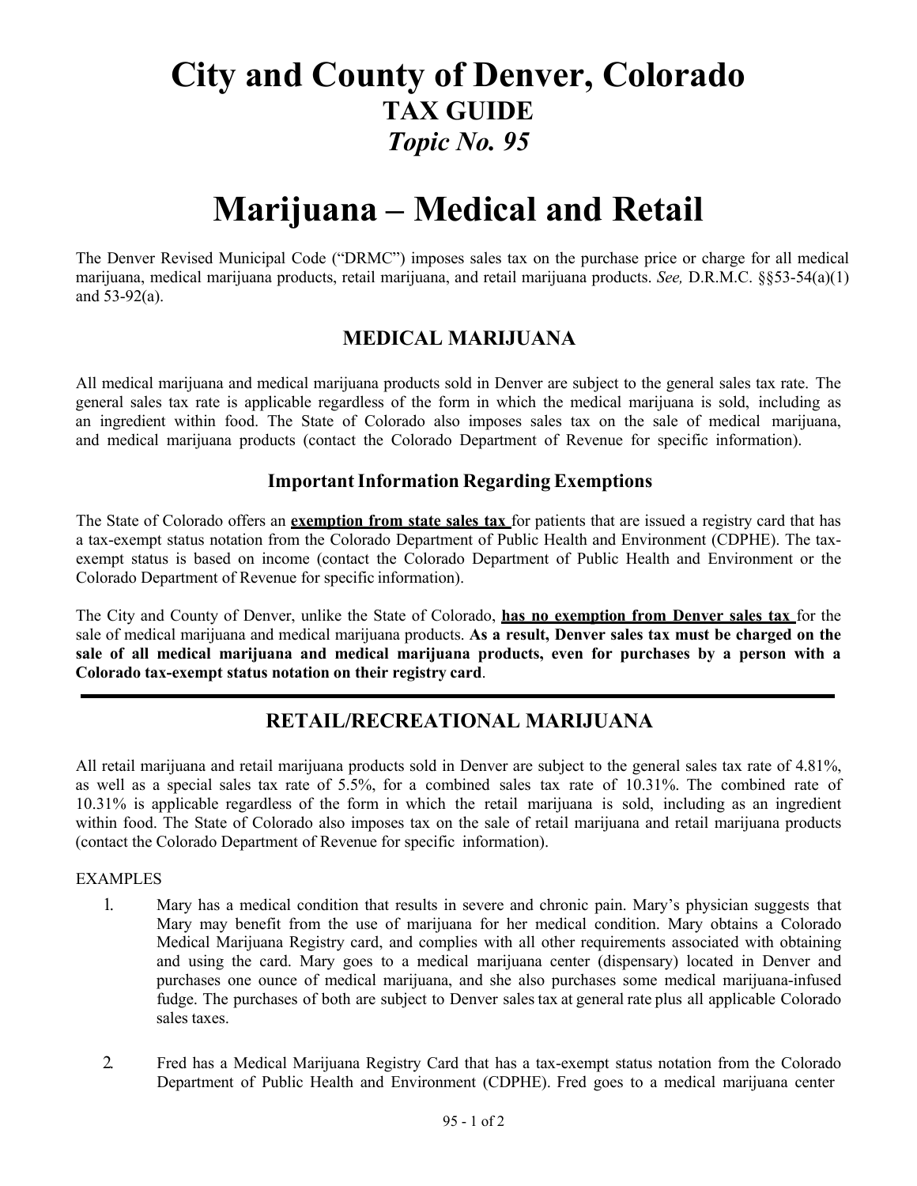# City and County of Denver, Colorado

## TAX GUIDE

### *Topic No. 95*

# Marijuana – Medical and Retail

The Denver Revised Municipal Code ("DRMC") imposes sales tax on the purchase price or charge for all medical marijuana, medical marijuana products, retail marijuana, and retail marijuana products. *See,* D.R.M.C. §§53-54(a)(1) and 53-92(a).

## MEDICAL MARIJUANA

All medical marijuana and medical marijuana products sold in Denver are subject to the general sales tax rate. The general sales tax rate is applicable regardless of the form in which the medical marijuana is sold, including as an ingredient within food. The State of Colorado also imposes sales tax on the sale of medical marijuana, and medical marijuana products (contact the Colorado Department of Revenue for specific information).

### Important Information Regarding Exemptions

The State of Colorado offers an **exemption from state sales tax** for patients that are issued a registry card that has a tax-exempt status notation from the Colorado Department of Public Health and Environment (CDPHE). The tax-exempt status is based on income (contact the Colorado Department of Public Health and Environment or the Colorado Department of Revenue for specific information).

The City and County of Denver, unlike the State of Colorado, **has no exemption from Denver sales tax** for the sale of medical marijuana and medical marijuana products. **As a result, Denver sales tax must be charged on the sale of all medical marijuana and medical marijuana products, even for purchases by a person with a Colorado tax-exempt status notation on their registry card**.

---

## RETAIL/RECREATIONAL MARIJUANA

All retail marijuana and retail marijuana products sold in Denver are subject to the general sales tax rate of 4.81%, as well as a special sales tax rate of 5.5%, for a combined sales tax rate of 10.31%. The combined rate of 10.31% is applicable regardless of the form in which the retail marijuana is sold, including as an ingredient within food. The State of Colorado also imposes tax on the sale of retail marijuana and retail marijuana products (contact the Colorado Department of Revenue for specific information).

EXAMPLES

1. Mary has a medical condition that results in severe and chronic pain. Mary's physician suggests that Mary may benefit from the use of marijuana for her medical condition. Mary obtains a Colorado Medical Marijuana Registry card, and complies with all other requirements associated with obtaining and using the card. Mary goes to a medical marijuana center (dispensary) located in Denver and purchases one ounce of medical marijuana, and she also purchases some medical marijuana-infused fudge. The purchases of both are subject to Denver sales tax at general rate plus all applicable Colorado sales taxes.

2. Fred has a Medical Marijuana Registry Card that has a tax-exempt status notation from the Colorado Department of Public Health and Environment (CDPHE). Fred goes to a medical marijuana center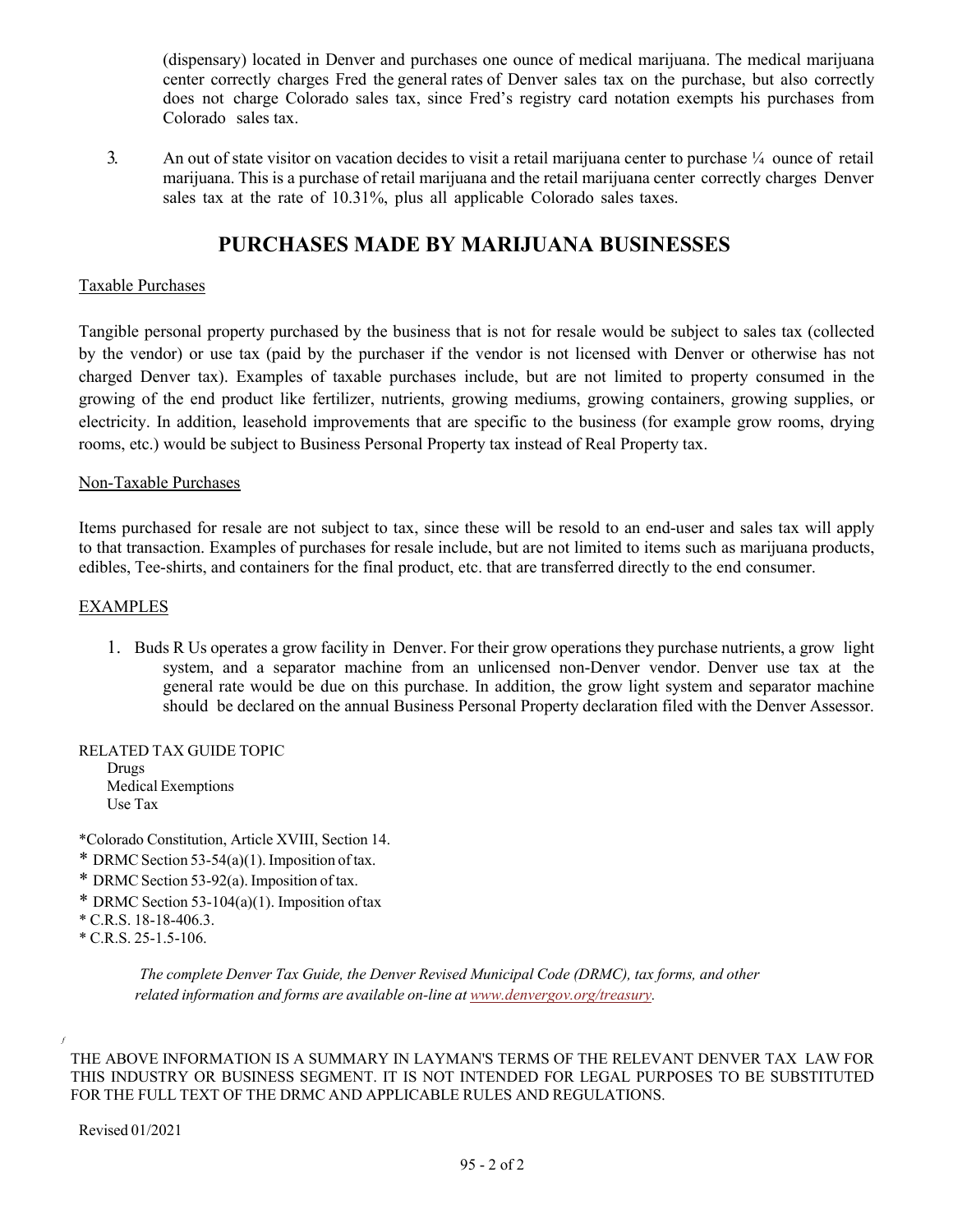(dispensary) located in Denver and purchases one ounce of medical marijuana. The medical marijuana center correctly charges Fred the general rates of Denver sales tax on the purchase, but also correctly does not charge Colorado sales tax, since Fred's registry card notation exempts his purchases from Colorado sales tax.

3. An out of state visitor on vacation decides to visit a retail marijuana center to purchase ¼ ounce of retail marijuana. This is a purchase of retail marijuana and the retail marijuana center correctly charges Denver sales tax at the rate of 10.31%, plus all applicable Colorado sales taxes.

## PURCHASES MADE BY MARIJUANA BUSINESSES

Taxable Purchases

Tangible personal property purchased by the business that is not for resale would be subject to sales tax (collected by the vendor) or use tax (paid by the purchaser if the vendor is not licensed with Denver or otherwise has not charged Denver tax). Examples of taxable purchases include, but are not limited to property consumed in the growing of the end product like fertilizer, nutrients, growing mediums, growing containers, growing supplies, or electricity. In addition, leasehold improvements that are specific to the business (for example grow rooms, drying rooms, etc.) would be subject to Business Personal Property tax instead of Real Property tax.

Non-Taxable Purchases

Items purchased for resale are not subject to tax, since these will be resold to an end-user and sales tax will apply to that transaction. Examples of purchases for resale include, but are not limited to items such as marijuana products, edibles, Tee-shirts, and containers for the final product, etc. that are transferred directly to the end consumer.

EXAMPLES

1. Buds R Us operates a grow facility in Denver. For their grow operations they purchase nutrients, a grow light system, and a separator machine from an unlicensed non-Denver vendor. Denver use tax at the general rate would be due on this purchase. In addition, the grow light system and separator machine should be declared on the annual Business Personal Property declaration filed with the Denver Assessor.

RELATED TAX GUIDE TOPIC
Drugs
Medical Exemptions
Use Tax

*Colorado Constitution, Article XVIII, Section 14.
* DRMC Section 53-54(a)(1). Imposition of tax.
* DRMC Section 53-92(a). Imposition of tax.
* DRMC Section 53-104(a)(1). Imposition of tax
* C.R.S. 18-18-406.3.
* C.R.S. 25-1.5-106.

*The complete Denver Tax Guide, the Denver Revised Municipal Code (DRMC), tax forms, and other related information and forms are available on-line at www.denvergov.org/treasury.*

THE ABOVE INFORMATION IS A SUMMARY IN LAYMAN'S TERMS OF THE RELEVANT DENVER TAX LAW FOR THIS INDUSTRY OR BUSINESS SEGMENT. IT IS NOT INTENDED FOR LEGAL PURPOSES TO BE SUBSTITUTED FOR THE FULL TEXT OF THE DRMC AND APPLICABLE RULES AND REGULATIONS.

Revised 01/2021